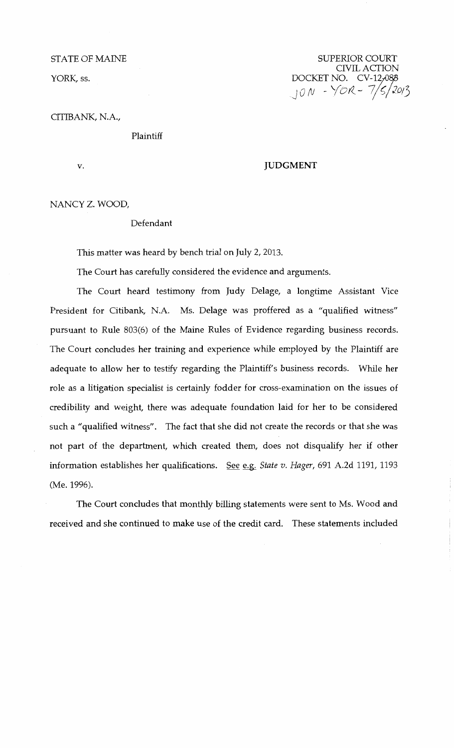STATE OF MAINE

YORK, ss.

SUPERIOR COURT
CIVIL ACTION
DOCKET NO. CV-12-088
JON - YOR - 7/5/2013

CITIBANK, N.A.,

Plaintiff

v.

**JUDGMENT**

NANCY Z. WOOD,

Defendant

This matter was heard by bench trial on July 2, 2013.

The Court has carefully considered the evidence and arguments.

The Court heard testimony from Judy Delage, a longtime Assistant Vice President for Citibank, N.A. Ms. Delage was proffered as a "qualified witness" pursuant to Rule 803(6) of the Maine Rules of Evidence regarding business records. The Court concludes her training and experience while employed by the Plaintiff are adequate to allow her to testify regarding the Plaintiff's business records. While her role as a litigation specialist is certainly fodder for cross-examination on the issues of credibility and weight, there was adequate foundation laid for her to be considered such a "qualified witness". The fact that she did not create the records or that she was not part of the department, which created them, does not disqualify her if other information establishes her qualifications. See e.g. *State v. Hager*, 691 A.2d 1191, 1193 (Me. 1996).

The Court concludes that monthly billing statements were sent to Ms. Wood and received and she continued to make use of the credit card. These statements included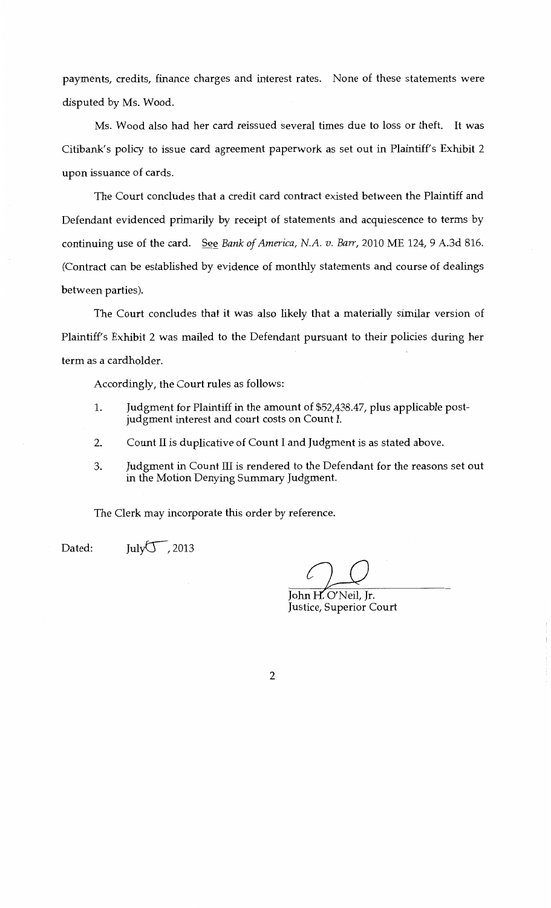payments, credits, finance charges and interest rates. None of these statements were disputed by Ms. Wood.

Ms. Wood also had her card reissued several times due to loss or theft. It was Citibank's policy to issue card agreement paperwork as set out in Plaintiff's Exhibit 2 upon issuance of cards.

The Court concludes that a credit card contract existed between the Plaintiff and Defendant evidenced primarily by receipt of statements and acquiescence to terms by continuing use of the card. See *Bank of America, N.A. v. Barr*, 2010 ME 124, 9 A.3d 816. (Contract can be established by evidence of monthly statements and course of dealings between parties).

The Court concludes that it was also likely that a materially similar version of Plaintiff's Exhibit 2 was mailed to the Defendant pursuant to their policies during her term as a cardholder.

Accordingly, the Court rules as follows:

1. Judgment for Plaintiff in the amount of $52,438.47, plus applicable post-judgment interest and court costs on Count I.
2. Count II is duplicative of Count I and Judgment is as stated above.
3. Judgment in Count III is rendered to the Defendant for the reasons set out in the Motion Denying Summary Judgment.

The Clerk may incorporate this order by reference.

Dated: July 5, 2013

John H. O'Neil, Jr.
Justice, Superior Court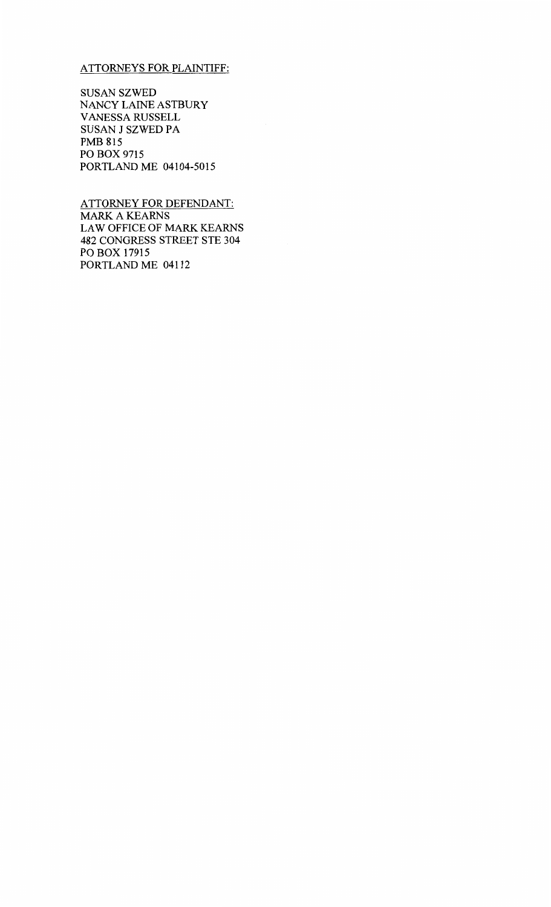ATTORNEYS FOR PLAINTIFF:

SUSAN SZWED
NANCY LAINE ASTBURY
VANESSA RUSSELL
SUSAN J SZWED PA
PMB 815
PO BOX 9715
PORTLAND ME 04104-5015

ATTORNEY FOR DEFENDANT:
MARK A KEARNS
LAW OFFICE OF MARK KEARNS
482 CONGRESS STREET STE 304
PO BOX 17915
PORTLAND ME 04112